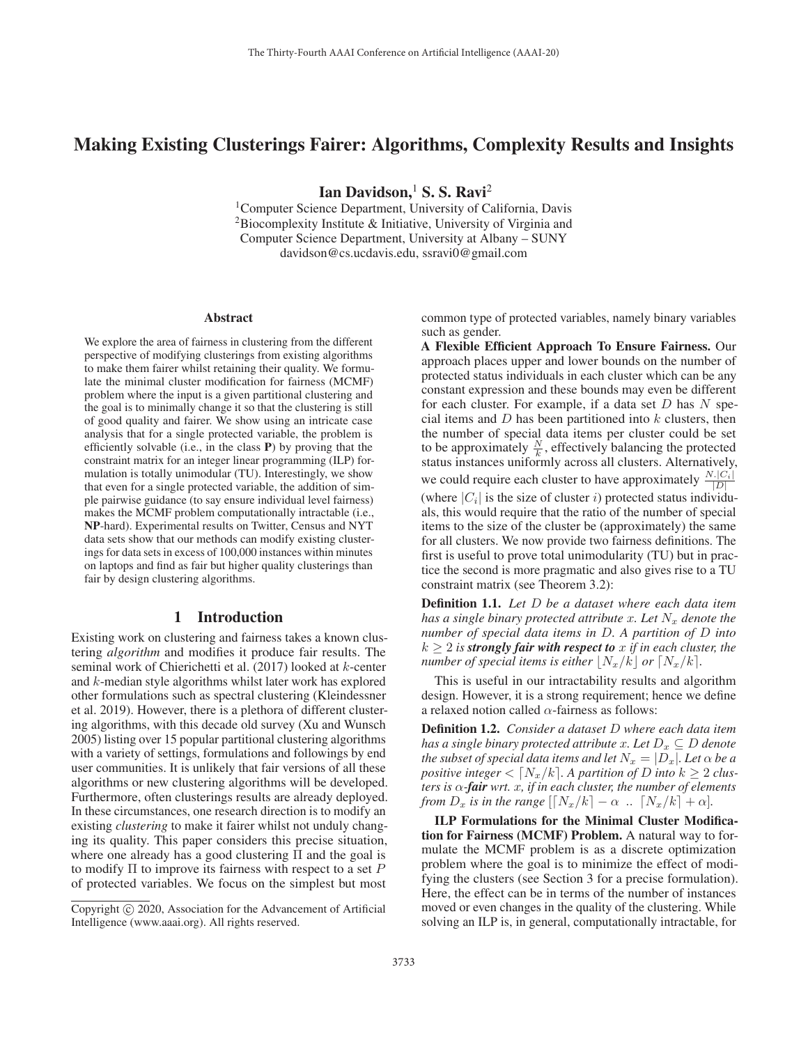# Making Existing Clusterings Fairer: Algorithms, Complexity Results and Insights

**Ian Davidson,**[1] **S. S. Ravi**[2]

[1]Computer Science Department, University of California, Davis
[2]Biocomplexity Institute & Initiative, University of Virginia and Computer Science Department, University at Albany – SUNY
davidson@cs.ucdavis.edu, ssravi0@gmail.com

## Abstract

We explore the area of fairness in clustering from the different perspective of modifying clusterings from existing algorithms to make them fairer whilst retaining their quality. We formulate the minimal cluster modification for fairness (MCMF) problem where the input is a given partitional clustering and the goal is to minimally change it so that the clustering is still of good quality and fairer. We show using an intricate case analysis that for a single protected variable, the problem is efficiently solvable (i.e., in the class **P**) by proving that the constraint matrix for an integer linear programming (ILP) formulation is totally unimodular (TU). Interestingly, we show that even for a single protected variable, the addition of simple pairwise guidance (to say ensure individual level fairness) makes the MCMF problem computationally intractable (i.e., **NP**-hard). Experimental results on Twitter, Census and NYT data sets show that our methods can modify existing clusterings for data sets in excess of 100,000 instances within minutes on laptops and find as fair but higher quality clusterings than fair by design clustering algorithms.

## 1 Introduction

Existing work on clustering and fairness takes a known clustering *algorithm* and modifies it produce fair results. The seminal work of Chierichetti et al. (2017) looked at $k$-center and $k$-median style algorithms whilst later work has explored other formulations such as spectral clustering (Kleindessner et al. 2019). However, there is a plethora of different clustering algorithms, with this decade old survey (Xu and Wunsch 2005) listing over 15 popular partitional clustering algorithms with a variety of settings, formulations and followings by end user communities. It is unlikely that fair versions of all these algorithms or new clustering algorithms will be developed. Furthermore, often clusterings results are already deployed. In these circumstances, one research direction is to modify an existing *clustering* to make it fairer whilst not unduly changing its quality. This paper considers this precise situation, where one already has a good clustering $\Pi$ and the goal is to modify $\Pi$ to improve its fairness with respect to a set $P$ of protected variables. We focus on the simplest but most common type of protected variables, namely binary variables such as gender.

**A Flexible Efficient Approach To Ensure Fairness.** Our approach places upper and lower bounds on the number of protected status individuals in each cluster which can be any constant expression and these bounds may even be different for each cluster. For example, if a data set $D$ has $N$ special items and $D$ has been partitioned into $k$ clusters, then the number of special data items per cluster could be set to be approximately $\frac{N}{k}$, effectively balancing the protected status instances uniformly across all clusters. Alternatively, we could require each cluster to have approximately $\frac{N.|C_i|}{|D|}$ (where $|C_i|$ is the size of cluster $i$) protected status individuals, this would require that the ratio of the number of special items to the size of the cluster be (approximately) the same for all clusters. We now provide two fairness definitions. The first is useful to prove total unimodularity (TU) but in practice the second is more pragmatic and also gives rise to a TU constraint matrix (see Theorem 3.2):

**Definition 1.1.** *Let $D$ be a dataset where each data item has a single binary protected attribute $x$. Let $N_x$ denote the number of special data items in $D$. A partition of $D$ into $k \geq 2$ is **strongly fair with respect to** $x$ if in each cluster, the number of special items is either $\lfloor N_x/k \rfloor$ or $\lceil N_x/k \rceil$.*

This is useful in our intractability results and algorithm design. However, it is a strong requirement; hence we define a relaxed notion called $\alpha$-fairness as follows:

**Definition 1.2.** *Consider a dataset $D$ where each data item has a single binary protected attribute $x$. Let $D_x \subseteq D$ denote the subset of special data items and let $N_x = |D_x|$. Let $\alpha$ be a positive integer $< \lceil N_x/k \rceil$. A partition of $D$ into $k \geq 2$ clusters is $\alpha$-**fair** wrt. $x$, if in each cluster, the number of elements from $D_x$ is in the range $[\lceil N_x/k \rceil - \alpha \;..\; \lceil N_x/k \rceil + \alpha]$.*

**ILP Formulations for the Minimal Cluster Modification for Fairness (MCMF) Problem.** A natural way to formulate the MCMF problem is as a discrete optimization problem where the goal is to minimize the effect of modifying the clusters (see Section 3 for a precise formulation). Here, the effect can be in terms of the number of instances moved or even changes in the quality of the clustering. While solving an ILP is, in general, computationally intractable, for

Copyright © 2020, Association for the Advancement of Artificial Intelligence (www.aaai.org). All rights reserved.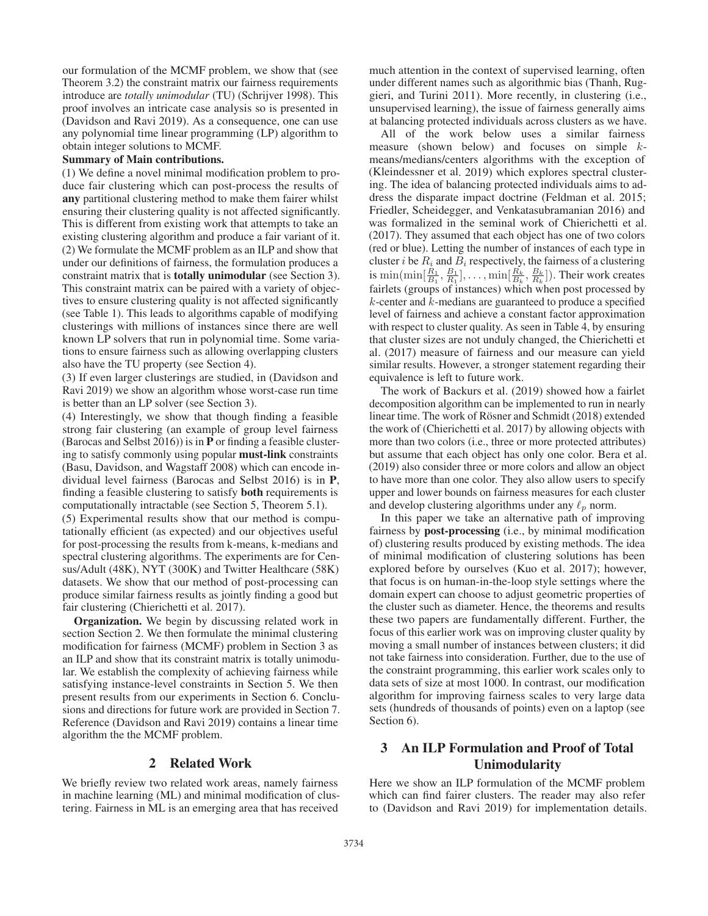our formulation of the MCMF problem, we show that (see Theorem 3.2) the constraint matrix our fairness requirements introduce are *totally unimodular* (TU) (Schrijver 1998). This proof involves an intricate case analysis so is presented in (Davidson and Ravi 2019). As a consequence, one can use any polynomial time linear programming (LP) algorithm to obtain integer solutions to MCMF.

**Summary of Main contributions.**

(1) We define a novel minimal modification problem to produce fair clustering which can post-process the results of **any** partitional clustering method to make them fairer whilst ensuring their clustering quality is not affected significantly. This is different from existing work that attempts to take an existing clustering algorithm and produce a fair variant of it.

(2) We formulate the MCMF problem as an ILP and show that under our definitions of fairness, the formulation produces a constraint matrix that is **totally unimodular** (see Section 3). This constraint matrix can be paired with a variety of objectives to ensure clustering quality is not affected significantly (see Table 1). This leads to algorithms capable of modifying clusterings with millions of instances since there are well known LP solvers that run in polynomial time. Some variations to ensure fairness such as allowing overlapping clusters also have the TU property (see Section 4).

(3) If even larger clusterings are studied, in (Davidson and Ravi 2019) we show an algorithm whose worst-case run time is better than an LP solver (see Section 3).

(4) Interestingly, we show that though finding a feasible strong fair clustering (an example of group level fairness (Barocas and Selbst 2016)) is in **P** or finding a feasible clustering to satisfy commonly using popular **must-link** constraints (Basu, Davidson, and Wagstaff 2008) which can encode individual level fairness (Barocas and Selbst 2016) is in **P**, finding a feasible clustering to satisfy **both** requirements is computationally intractable (see Section 5, Theorem 5.1).

(5) Experimental results show that our method is computationally efficient (as expected) and our objectives useful for post-processing the results from k-means, k-medians and spectral clustering algorithms. The experiments are for Census/Adult (48K), NYT (300K) and Twitter Healthcare (58K) datasets. We show that our method of post-processing can produce similar fairness results as jointly finding a good but fair clustering (Chierichetti et al. 2017).

**Organization.** We begin by discussing related work in section Section 2. We then formulate the minimal clustering modification for fairness (MCMF) problem in Section 3 as an ILP and show that its constraint matrix is totally unimodular. We establish the complexity of achieving fairness while satisfying instance-level constraints in Section 5. We then present results from our experiments in Section 6. Conclusions and directions for future work are provided in Section 7. Reference (Davidson and Ravi 2019) contains a linear time algorithm the the MCMF problem.

## 2 Related Work

We briefly review two related work areas, namely fairness in machine learning (ML) and minimal modification of clustering. Fairness in ML is an emerging area that has received much attention in the context of supervised learning, often under different names such as algorithmic bias (Thanh, Ruggieri, and Turini 2011). More recently, in clustering (i.e., unsupervised learning), the issue of fairness generally aims at balancing protected individuals across clusters as we have.

All of the work below uses a similar fairness measure (shown below) and focuses on simple $k$-means/medians/centers algorithms with the exception of (Kleindessner et al. 2019) which explores spectral clustering. The idea of balancing protected individuals aims to address the disparate impact doctrine (Feldman et al. 2015; Friedler, Scheidegger, and Venkatasubramanian 2016) and was formalized in the seminal work of Chierichetti et al. (2017). They assumed that each object has one of two colors (red or blue). Letting the number of instances of each type in cluster $i$ be $R_i$ and $B_i$ respectively, the fairness of a clustering is $\min(\min[\frac{R_1}{B_1}, \frac{B_1}{R_1}], \ldots, \min[\frac{R_k}{B_k}, \frac{B_k}{R_k}])$. Their work creates fairlets (groups of instances) which when post processed by $k$-center and $k$-medians are guaranteed to produce a specified level of fairness and achieve a constant factor approximation with respect to cluster quality. As seen in Table 4, by ensuring that cluster sizes are not unduly changed, the Chierichetti et al. (2017) measure of fairness and our measure can yield similar results. However, a stronger statement regarding their equivalence is left to future work.

The work of Backurs et al. (2019) showed how a fairlet decomposition algorithm can be implemented to run in nearly linear time. The work of Rösner and Schmidt (2018) extended the work of (Chierichetti et al. 2017) by allowing objects with more than two colors (i.e., three or more protected attributes) but assume that each object has only one color. Bera et al. (2019) also consider three or more colors and allow an object to have more than one color. They also allow users to specify upper and lower bounds on fairness measures for each cluster and develop clustering algorithms under any $\ell_p$ norm.

In this paper we take an alternative path of improving fairness by **post-processing** (i.e., by minimal modification of) clustering results produced by existing methods. The idea of minimal modification of clustering solutions has been explored before by ourselves (Kuo et al. 2017); however, that focus is on human-in-the-loop style settings where the domain expert can choose to adjust geometric properties of the cluster such as diameter. Hence, the theorems and results these two papers are fundamentally different. Further, the focus of this earlier work was on improving cluster quality by moving a small number of instances between clusters; it did not take fairness into consideration. Further, due to the use of the constraint programming, this earlier work scales only to data sets of size at most 1000. In contrast, our modification algorithm for improving fairness scales to very large data sets (hundreds of thousands of points) even on a laptop (see Section 6).

## 3 An ILP Formulation and Proof of Total Unimodularity

Here we show an ILP formulation of the MCMF problem which can find fairer clusters. The reader may also refer to (Davidson and Ravi 2019) for implementation details.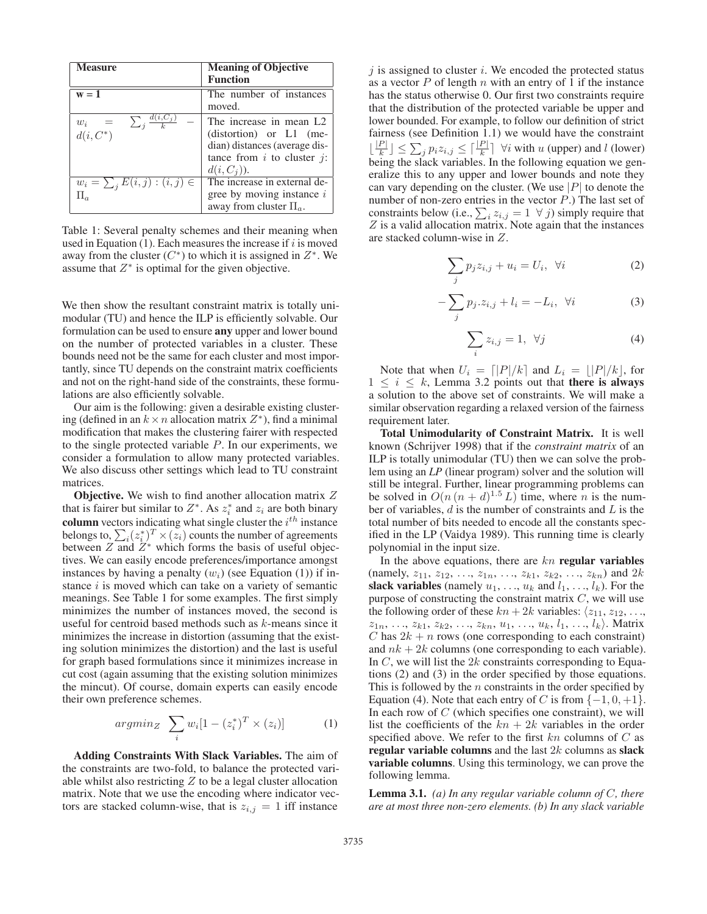| Measure | Meaning of Objective Function |
| --- | --- |
| **w = 1** | The number of instances moved. |
| $w_i = \sum_j \frac{d(i,C_j)}{k} - d(i, C^*)$ | The increase in mean L2 (distortion) or L1 (median) distances (average distance from $i$ to cluster $j$: $d(i, C_j)$). |
| $w_i = \sum_j E(i,j) : (i,j) \in \Pi_a$ | The increase in external degree by moving instance $i$ away from cluster $\Pi_a$. |

Table 1: Several penalty schemes and their meaning when used in Equation (1). Each measures the increase if $i$ is moved away from the cluster ($C^*$) to which it is assigned in $Z^*$. We assume that $Z^*$ is optimal for the given objective.

We then show the resultant constraint matrix is totally unimodular (TU) and hence the ILP is efficiently solvable. Our formulation can be used to ensure **any** upper and lower bound on the number of protected variables in a cluster. These bounds need not be the same for each cluster and most importantly, since TU depends on the constraint matrix coefficients and not on the right-hand side of the constraints, these formulations are also efficiently solvable.

Our aim is the following: given a desirable existing clustering (defined in an $k \times n$ allocation matrix $Z^*$), find a minimal modification that makes the clustering fairer with respected to the single protected variable $P$. In our experiments, we consider a formulation to allow many protected variables. We also discuss other settings which lead to TU constraint matrices.

**Objective.** We wish to find another allocation matrix $Z$ that is fairer but similar to $Z^*$. As $z_i^*$ and $z_i$ are both binary **column** vectors indicating what single cluster the $i^{th}$ instance belongs to, $\sum_i (z_i^*)^T \times (z_i)$ counts the number of agreements between $Z$ and $Z^*$ which forms the basis of useful objectives. We can easily encode preferences/importance amongst instances by having a penalty ($w_i$) (see Equation (1)) if instance $i$ is moved which can take on a variety of semantic meanings. See Table 1 for some examples. The first simply minimizes the number of instances moved, the second is useful for centroid based methods such as $k$-means since it minimizes the increase in distortion (assuming that the existing solution minimizes the distortion) and the last is useful for graph based formulations since it minimizes increase in cut cost (again assuming that the existing solution minimizes the mincut). Of course, domain experts can easily encode their own preference schemes.

$$argmin_Z \sum_i w_i[1 - (z_i^*)^T \times (z_i)] \quad (1)$$

**Adding Constraints With Slack Variables.** The aim of the constraints are two-fold, to balance the protected variable whilst also restricting $Z$ to be a legal cluster allocation matrix. Note that we use the encoding where indicator vectors are stacked column-wise, that is $z_{i,j} = 1$ iff instance $j$ is assigned to cluster $i$. We encoded the protected status as a vector $P$ of length $n$ with an entry of 1 if the instance has the status otherwise 0. Our first two constraints require that the distribution of the protected variable be upper and lower bounded. For example, to follow our definition of strict fairness (see Definition 1.1) we would have the constraint $\lfloor \frac{|P|}{k} \rfloor \leq \sum_j p_i z_{i,j} \leq \lceil \frac{|P|}{k} \rceil \;\; \forall i$ with $u$ (upper) and $l$ (lower) being the slack variables. In the following equation we generalize this to any upper and lower bounds and note they can vary depending on the cluster. (We use $|P|$ to denote the number of non-zero entries in the vector $P$.) The last set of constraints below (i.e., $\sum_i z_{i,j} = 1 \;\; \forall j$) simply require that $Z$ is a valid allocation matrix. Note again that the instances are stacked column-wise in $Z$.

$$\sum_j p_j z_{i,j} + u_i = U_i, \;\; \forall i \quad (2)$$

$$-\sum_j p_j . z_{i,j} + l_i = -L_i, \;\; \forall i \quad (3)$$

$$\sum_i z_{i,j} = 1, \;\; \forall j \quad (4)$$

Note that when $U_i = \lceil |P|/k \rceil$ and $L_i = \lfloor |P|/k \rfloor$, for $1 \leq i \leq k$, Lemma 3.2 points out that **there is always** a solution to the above set of constraints. We will make a similar observation regarding a relaxed version of the fairness requirement later.

**Total Unimodularity of Constraint Matrix.** It is well known (Schrijver 1998) that if the *constraint matrix* of an ILP is totally unimodular (TU) then we can solve the problem using an *LP* (linear program) solver and the solution will still be integral. Further, linear programming problems can be solved in $O(n\,(n+d)^{1.5}\,L)$ time, where $n$ is the number of variables, $d$ is the number of constraints and $L$ is the total number of bits needed to encode all the constants specified in the LP (Vaidya 1989). This running time is clearly polynomial in the input size.

In the above equations, there are $kn$ **regular variables** (namely, $z_{11}$, $z_{12}$, …, $z_{1n}$, …, $z_{k1}$, $z_{k2}$, …, $z_{kn}$) and $2k$ **slack variables** (namely $u_1$, …, $u_k$ and $l_1$, …, $l_k$). For the purpose of constructing the constraint matrix $C$, we will use the following order of these $kn + 2k$ variables: $\langle z_{11}, z_{12}, \ldots, z_{1n}, \ldots, z_{k1}, z_{k2}, \ldots, z_{kn}, u_1, \ldots, u_k, l_1, \ldots, l_k \rangle$. Matrix $C$ has $2k + n$ rows (one corresponding to each constraint) and $nk + 2k$ columns (one corresponding to each variable). In $C$, we will list the $2k$ constraints corresponding to Equations (2) and (3) in the order specified by those equations. This is followed by the $n$ constraints in the order specified by Equation (4). Note that each entry of $C$ is from $\{-1, 0, +1\}$. In each row of $C$ (which specifies one constraint), we will list the coefficients of the $kn + 2k$ variables in the order specified above. We refer to the first $kn$ columns of $C$ as **regular variable columns** and the last $2k$ columns as **slack variable columns**. Using this terminology, we can prove the following lemma.

**Lemma 3.1.** *(a) In any regular variable column of $C$, there are at most three non-zero elements. (b) In any slack variable*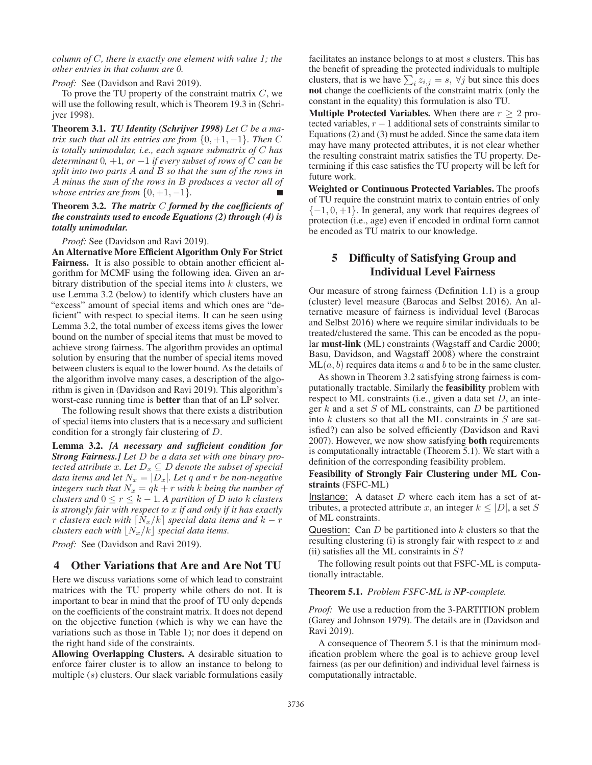*column of $C$, there is exactly one element with value 1; the other entries in that column are 0.*

*Proof:* See (Davidson and Ravi 2019).

To prove the TU property of the constraint matrix $C$, we will use the following result, which is Theorem 19.3 in (Schrijver 1998).

**Theorem 3.1.** ***TU Identity (Schrijver 1998)*** *Let $C$ be a matrix such that all its entries are from $\{0, +1, -1\}$. Then $C$ is totally unimodular, i.e., each square submatrix of $C$ has determinant 0, +1, or −1 if every subset of rows of $C$ can be split into two parts $A$ and $B$ so that the sum of the rows in $A$ minus the sum of the rows in $B$ produces a vector all of whose entries are from $\{0, +1, -1\}$.* ■

**Theorem 3.2.** ***The matrix $C$ formed by the coefficients of the constraints used to encode Equations (2) through (4) is totally unimodular.***

*Proof:* See (Davidson and Ravi 2019).

**An Alternative More Efficient Algorithm Only For Strict Fairness.** It is also possible to obtain another efficient algorithm for MCMF using the following idea. Given an arbitrary distribution of the special items into $k$ clusters, we use Lemma 3.2 (below) to identify which clusters have an "excess" amount of special items and which ones are "deficient" with respect to special items. It can be seen using Lemma 3.2, the total number of excess items gives the lower bound on the number of special items that must be moved to achieve strong fairness. The algorithm provides an optimal solution by ensuring that the number of special items moved between clusters is equal to the lower bound. As the details of the algorithm involve many cases, a description of the algorithm is given in (Davidson and Ravi 2019). This algorithm's worst-case running time is **better** than that of an LP solver.

The following result shows that there exists a distribution of special items into clusters that is a necessary and sufficient condition for a strongly fair clustering of $D$.

**Lemma 3.2.** ***[A necessary and sufficient condition for Strong Fairness.]*** *Let $D$ be a data set with one binary protected attribute $x$. Let $D_x \subseteq D$ denote the subset of special data items and let $N_x = |D_x|$. Let $q$ and $r$ be non-negative integers such that $N_x = qk + r$ with $k$ being the number of clusters and $0 \le r \le k - 1$. A partition of $D$ into $k$ clusters is strongly fair with respect to $x$ if and only if it has exactly $r$ clusters each with $\lceil N_x/k \rceil$ special data items and $k - r$ clusters each with $\lfloor N_x/k \rfloor$ special data items.*

*Proof:* See (Davidson and Ravi 2019).

## 4 Other Variations that Are and Are Not TU

Here we discuss variations some of which lead to constraint matrices with the TU property while others do not. It is important to bear in mind that the proof of TU only depends on the coefficients of the constraint matrix. It does not depend on the objective function (which is why we can have the variations such as those in Table 1); nor does it depend on the right hand side of the constraints.

**Allowing Overlapping Clusters.** A desirable situation to enforce fairer cluster is to allow an instance to belong to multiple ($s$) clusters. Our slack variable formulations easily facilitates an instance belongs to at most $s$ clusters. This has the benefit of spreading the protected individuals to multiple clusters, that is we have $\sum_i z_{i,j} = s, \ \forall j$ but since this does **not** change the coefficients of the constraint matrix (only the constant in the equality) this formulation is also TU.

**Multiple Protected Variables.** When there are $r \ge 2$ protected variables, $r - 1$ additional sets of constraints similar to Equations (2) and (3) must be added. Since the same data item may have many protected attributes, it is not clear whether the resulting constraint matrix satisfies the TU property. Determining if this case satisfies the TU property will be left for future work.

**Weighted or Continuous Protected Variables.** The proofs of TU require the constraint matrix to contain entries of only $\{-1, 0, +1\}$. In general, any work that requires degrees of protection (i.e., age) even if encoded in ordinal form cannot be encoded as TU matrix to our knowledge.

## 5 Difficulty of Satisfying Group and Individual Level Fairness

Our measure of strong fairness (Definition 1.1) is a group (cluster) level measure (Barocas and Selbst 2016). An alternative measure of fairness is individual level (Barocas and Selbst 2016) where we require similar individuals to be treated/clustered the same. This can be encoded as the popular **must-link** (ML) constraints (Wagstaff and Cardie 2000; Basu, Davidson, and Wagstaff 2008) where the constraint $\mathrm{ML}(a, b)$ requires data items $a$ and $b$ to be in the same cluster.

As shown in Theorem 3.2 satisfying strong fairness is computationally tractable. Similarly the **feasibility** problem with respect to ML constraints (i.e., given a data set $D$, an integer $k$ and a set $S$ of ML constraints, can $D$ be partitioned into $k$ clusters so that all the ML constraints in $S$ are satisfied?) can also be solved efficiently (Davidson and Ravi 2007). However, we now show satisfying **both** requirements is computationally intractable (Theorem 5.1). We start with a definition of the corresponding feasibility problem.

**Feasibility of Strongly Fair Clustering under ML Constraints** (FSFC-ML)

Instance: A dataset $D$ where each item has a set of attributes, a protected attribute $x$, an integer $k \le |D|$, a set $S$ of ML constraints.

Question: Can $D$ be partitioned into $k$ clusters so that the resulting clustering (i) is strongly fair with respect to $x$ and (ii) satisfies all the ML constraints in $S$?

The following result points out that FSFC-ML is computationally intractable.

**Theorem 5.1.** *Problem FSFC-ML is **NP**-complete.*

*Proof:* We use a reduction from the 3-PARTITION problem (Garey and Johnson 1979). The details are in (Davidson and Ravi 2019).

A consequence of Theorem 5.1 is that the minimum modification problem where the goal is to achieve group level fairness (as per our definition) and individual level fairness is computationally intractable.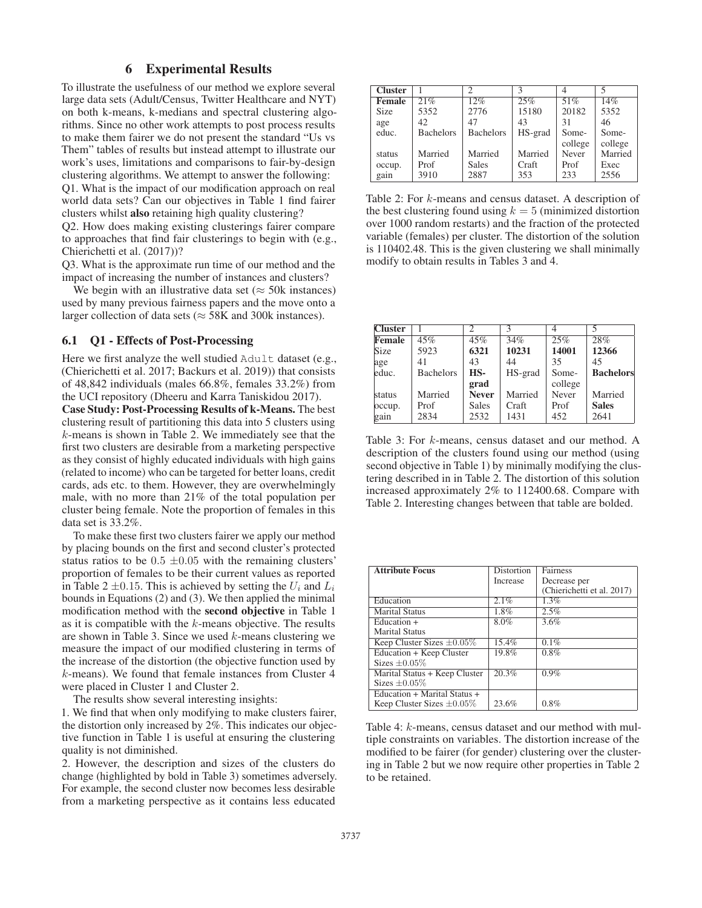## 6 Experimental Results

To illustrate the usefulness of our method we explore several large data sets (Adult/Census, Twitter Healthcare and NYT) on both k-means, k-medians and spectral clustering algorithms. Since no other work attempts to post process results to make them fairer we do not present the standard "Us vs Them" tables of results but instead attempt to illustrate our work's uses, limitations and comparisons to fair-by-design clustering algorithms. We attempt to answer the following:

Q1. What is the impact of our modification approach on real world data sets? Can our objectives in Table 1 find fairer clusters whilst **also** retaining high quality clustering?

Q2. How does making existing clusterings fairer compare to approaches that find fair clusterings to begin with (e.g., Chierichetti et al. (2017))?

Q3. What is the approximate run time of our method and the impact of increasing the number of instances and clusters?

We begin with an illustrative data set ($\approx$ 50k instances) used by many previous fairness papers and the move onto a larger collection of data sets ($\approx$ 58K and 300k instances).

### 6.1 Q1 - Effects of Post-Processing

Here we first analyze the well studied `Adult` dataset (e.g., (Chierichetti et al. 2017; Backurs et al. 2019)) that consists of 48,842 individuals (males 66.8%, females 33.2%) from the UCI repository (Dheeru and Karra Taniskidou 2017).

**Case Study: Post-Processing Results of k-Means.** The best clustering result of partitioning this data into 5 clusters using $k$-means is shown in Table 2. We immediately see that the first two clusters are desirable from a marketing perspective as they consist of highly educated individuals with high gains (related to income) who can be targeted for better loans, credit cards, ads etc. to them. However, they are overwhelmingly male, with no more than 21% of the total population per cluster being female. Note the proportion of females in this data set is 33.2%.

To make these first two clusters fairer we apply our method by placing bounds on the first and second cluster's protected status ratios to be $0.5 \pm 0.05$ with the remaining clusters' proportion of females to be their current values as reported in Table 2 $\pm 0.15$. This is achieved by setting the $U_i$ and $L_i$ bounds in Equations (2) and (3). We then applied the minimal modification method with the **second objective** in Table 1 as it is compatible with the $k$-means objective. The results are shown in Table 3. Since we used $k$-means clustering we measure the impact of our modified clustering in terms of the increase of the distortion (the objective function used by $k$-means). We found that female instances from Cluster 4 were placed in Cluster 1 and Cluster 2.

The results show several interesting insights:

1. We find that when only modifying to make clusters fairer, the distortion only increased by 2%. This indicates our objective function in Table 1 is useful at ensuring the clustering quality is not diminished.

2. However, the description and sizes of the clusters do change (highlighted by bold in Table 3) sometimes adversely. For example, the second cluster now becomes less desirable from a marketing perspective as it contains less educated

| **Cluster** | 1 | 2 | 3 | 4 | 5 |
|---|---|---|---|---|---|
| **Female** | 21% | 12% | 25% | 51% | 14% |
| Size | 5352 | 2776 | 15180 | 20182 | 5352 |
| age | 42 | 47 | 43 | 31 | 46 |
| educ. | Bachelors | Bachelors | HS-grad | Some-college | Some-college |
| status | Married | Married | Married | Never | Married |
| occup. | Prof | Sales | Craft | Prof | Exec |
| gain | 3910 | 2887 | 353 | 233 | 2556 |

Table 2: For $k$-means and census dataset. A description of the best clustering found using $k = 5$ (minimized distortion over 1000 random restarts) and the fraction of the protected variable (females) per cluster. The distortion of the solution is 110402.48. This is the given clustering we shall minimally modify to obtain results in Tables 3 and 4.

| **Cluster** | 1 | 2 | 3 | 4 | 5 |
|---|---|---|---|---|---|
| **Female** | 45% | 45% | 34% | 25% | 28% |
| Size | 5923 | **6321** | **10231** | **14001** | **12366** |
| age | 41 | 43 | 44 | 35 | 45 |
| educ. | Bachelors | **HS-grad** | HS-grad | Some-college | **Bachelors** |
| status | Married | **Never** | Married | Never | Married |
| occup. | Prof | Sales | Craft | Prof | **Sales** |
| gain | 2834 | 2532 | 1431 | 452 | 2641 |

Table 3: For $k$-means, census dataset and our method. A description of the clusters found using our method (using second objective in Table 1) by minimally modifying the clustering described in in Table 2. The distortion of this solution increased approximately 2% to 112400.68. Compare with Table 2. Interesting changes between that table are bolded.

| **Attribute Focus** | Distortion Increase | Fairness Decrease per (Chierichetti et al. 2017) |
|---|---|---|
| Education | 2.1% | 1.3% |
| Marital Status | 1.8% | 2.5% |
| Education + Marital Status | 8.0% | 3.6% |
| Keep Cluster Sizes $\pm 0.05\%$ | 15.4% | 0.1% |
| Education + Keep Cluster Sizes $\pm 0.05\%$ | 19.8% | 0.8% |
| Marital Status + Keep Cluster Sizes $\pm 0.05\%$ | 20.3% | 0.9% |
| Education + Marital Status + Keep Cluster Sizes $\pm 0.05\%$ | 23.6% | 0.8% |

Table 4: $k$-means, census dataset and our method with multiple constraints on variables. The distortion increase of the modified to be fairer (for gender) clustering over the clustering in Table 2 but we now require other properties in Table 2 to be retained.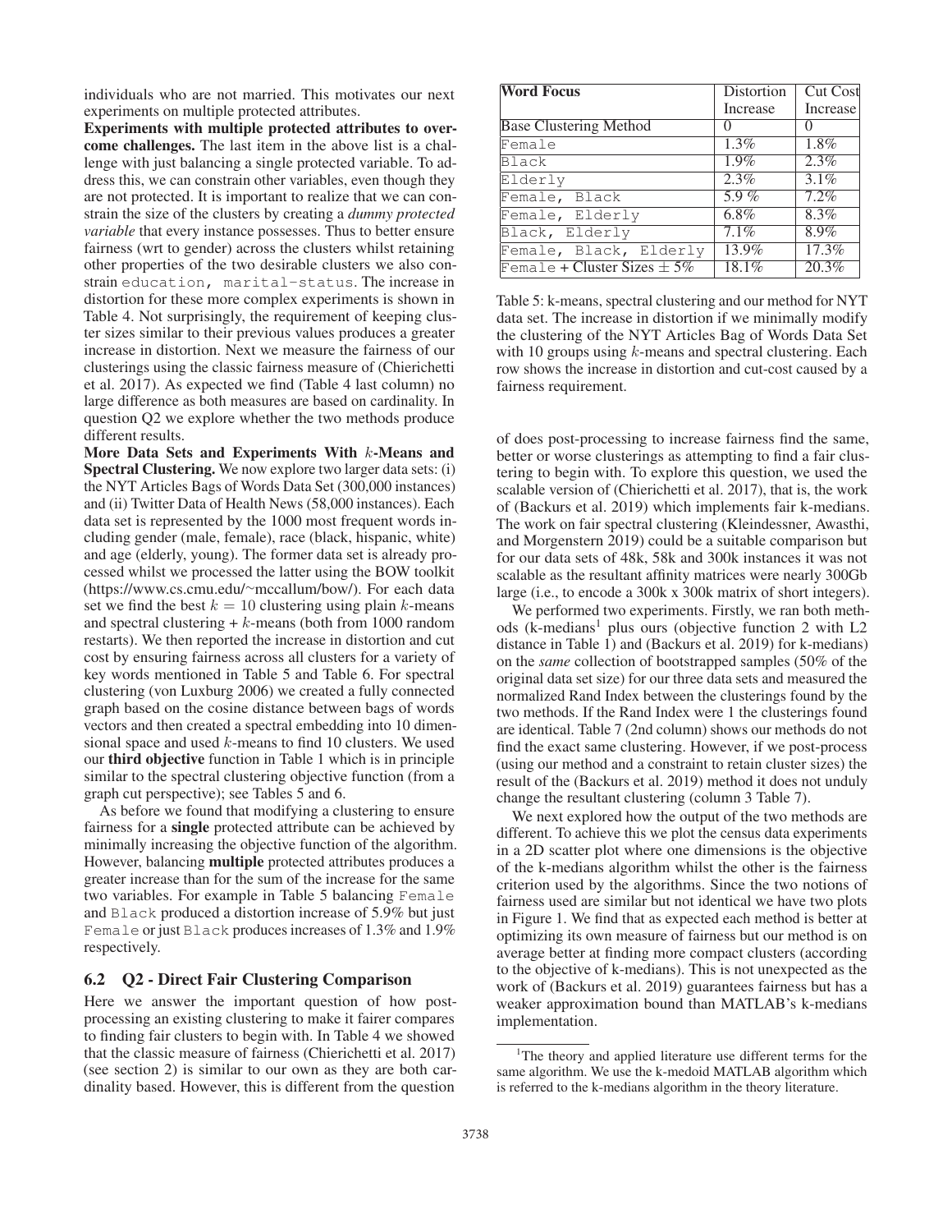individuals who are not married. This motivates our next experiments on multiple protected attributes.

**Experiments with multiple protected attributes to overcome challenges.** The last item in the above list is a challenge with just balancing a single protected variable. To address this, we can constrain other variables, even though they are not protected. It is important to realize that we can constrain the size of the clusters by creating a *dummy protected variable* that every instance possesses. Thus to better ensure fairness (wrt to gender) across the clusters whilst retaining other properties of the two desirable clusters we also constrain `education, marital-status`. The increase in distortion for these more complex experiments is shown in Table 4. Not surprisingly, the requirement of keeping cluster sizes similar to their previous values produces a greater increase in distortion. Next we measure the fairness of our clusterings using the classic fairness measure of (Chierichetti et al. 2017). As expected we find (Table 4 last column) no large difference as both measures are based on cardinality. In question Q2 we explore whether the two methods produce different results.

**More Data Sets and Experiments With $k$-Means and Spectral Clustering.** We now explore two larger data sets: (i) the NYT Articles Bags of Words Data Set (300,000 instances) and (ii) Twitter Data of Health News (58,000 instances). Each data set is represented by the 1000 most frequent words including gender (male, female), race (black, hispanic, white) and age (elderly, young). The former data set is already processed whilst we processed the latter using the BOW toolkit (https://www.cs.cmu.edu/~mccallum/bow/). For each data set we find the best $k = 10$ clustering using plain $k$-means and spectral clustering + $k$-means (both from 1000 random restarts). We then reported the increase in distortion and cut cost by ensuring fairness across all clusters for a variety of key words mentioned in Table 5 and Table 6. For spectral clustering (von Luxburg 2006) we created a fully connected graph based on the cosine distance between bags of words vectors and then created a spectral embedding into 10 dimensional space and used $k$-means to find 10 clusters. We used our **third objective** function in Table 1 which is in principle similar to the spectral clustering objective function (from a graph cut perspective); see Tables 5 and 6.

As before we found that modifying a clustering to ensure fairness for a **single** protected attribute can be achieved by minimally increasing the objective function of the algorithm. However, balancing **multiple** protected attributes produces a greater increase than for the sum of the increase for the same two variables. For example in Table 5 balancing `Female` and `Black` produced a distortion increase of 5.9% but just `Female` or just `Black` produces increases of 1.3% and 1.9% respectively.

## 6.2 Q2 - Direct Fair Clustering Comparison

Here we answer the important question of how post-processing an existing clustering to make it fairer compares to finding fair clusters to begin with. In Table 4 we showed that the classic measure of fairness (Chierichetti et al. 2017) (see section 2) is similar to our own as they are both cardinality based. However, this is different from the question

| Word Focus | Distortion Increase | Cut Cost Increase |
|---|---|---|
| Base Clustering Method | 0 | 0 |
| `Female` | 1.3% | 1.8% |
| `Black` | 1.9% | 2.3% |
| `Elderly` | 2.3% | 3.1% |
| `Female, Black` | 5.9 % | 7.2% |
| `Female, Elderly` | 6.8% | 8.3% |
| `Black, Elderly` | 7.1% | 8.9% |
| `Female, Black, Elderly` | 13.9% | 17.3% |
| `Female` + Cluster Sizes $\pm$ 5% | 18.1% | 20.3% |

Table 5: k-means, spectral clustering and our method for NYT data set. The increase in distortion if we minimally modify the clustering of the NYT Articles Bag of Words Data Set with 10 groups using $k$-means and spectral clustering. Each row shows the increase in distortion and cut-cost caused by a fairness requirement.

of does post-processing to increase fairness find the same, better or worse clusterings as attempting to find a fair clustering to begin with. To explore this question, we used the scalable version of (Chierichetti et al. 2017), that is, the work of (Backurs et al. 2019) which implements fair k-medians. The work on fair spectral clustering (Kleindessner, Awasthi, and Morgenstern 2019) could be a suitable comparison but for our data sets of 48k, 58k and 300k instances it was not scalable as the resultant affinity matrices were nearly 300Gb large (i.e., to encode a 300k x 300k matrix of short integers).

We performed two experiments. Firstly, we ran both methods (k-medians[1] plus ours (objective function 2 with L2 distance in Table 1) and (Backurs et al. 2019) for k-medians) on the *same* collection of bootstrapped samples (50% of the original data set size) for our three data sets and measured the normalized Rand Index between the clusterings found by the two methods. If the Rand Index were 1 the clusterings found are identical. Table 7 (2nd column) shows our methods do not find the exact same clustering. However, if we post-process (using our method and a constraint to retain cluster sizes) the result of the (Backurs et al. 2019) method it does not unduly change the resultant clustering (column 3 Table 7).

We next explored how the output of the two methods are different. To achieve this we plot the census data experiments in a 2D scatter plot where one dimensions is the objective of the k-medians algorithm whilst the other is the fairness criterion used by the algorithms. Since the two notions of fairness used are similar but not identical we have two plots in Figure 1. We find that as expected each method is better at optimizing its own measure of fairness but our method is on average better at finding more compact clusters (according to the objective of k-medians). This is not unexpected as the work of (Backurs et al. 2019) guarantees fairness but has a weaker approximation bound than MATLAB's k-medians implementation.

[1] The theory and applied literature use different terms for the same algorithm. We use the k-medoid MATLAB algorithm which is referred to the k-medians algorithm in the theory literature.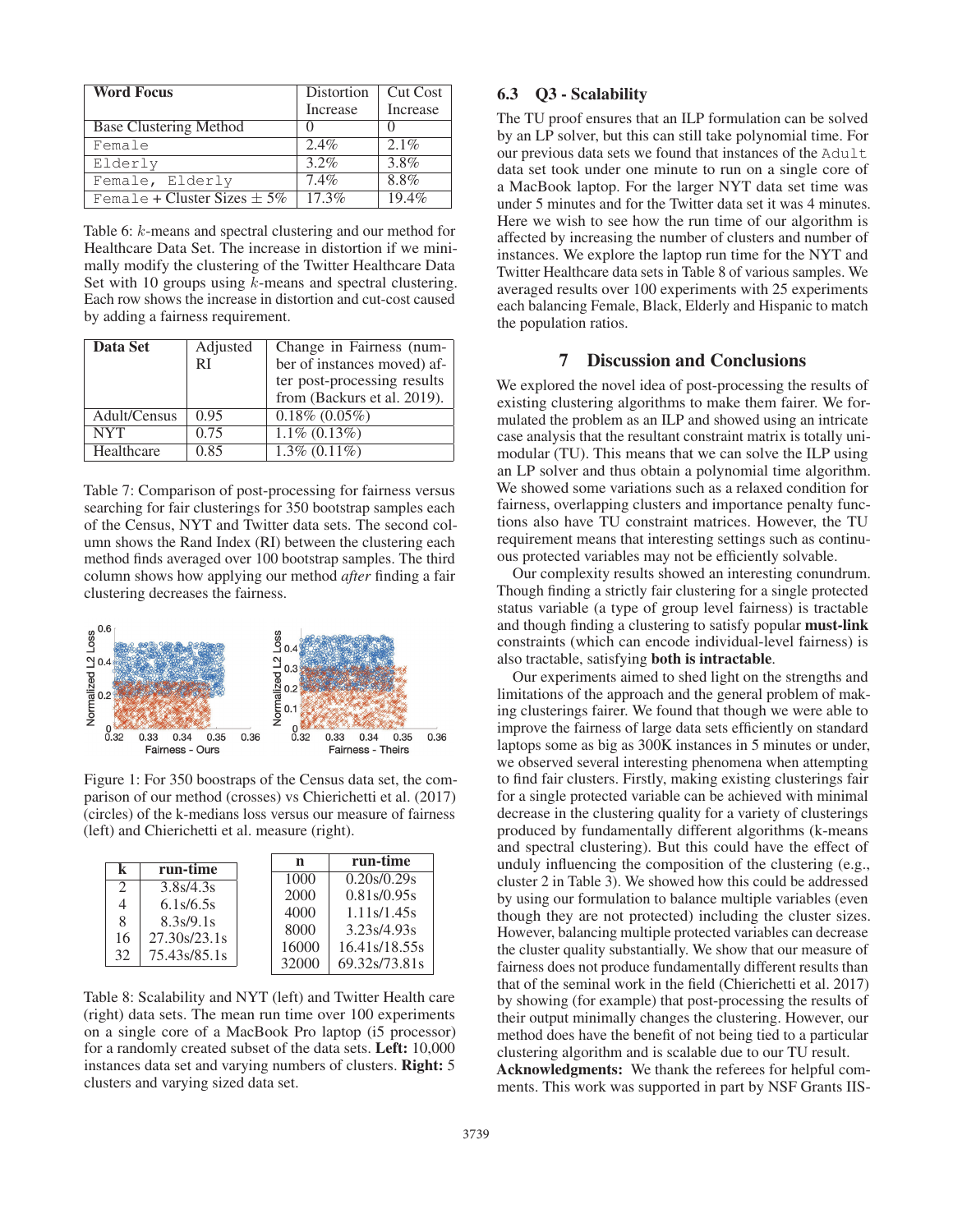| Word Focus | Distortion Increase | Cut Cost Increase |
|---|---|---|
| Base Clustering Method | 0 | 0 |
| `Female` | 2.4% | 2.1% |
| `Elderly` | 3.2% | 3.8% |
| `Female, Elderly` | 7.4% | 8.8% |
| `Female` + Cluster Sizes $\pm$ 5% | 17.3% | 19.4% |

Table 6: $k$-means and spectral clustering and our method for Healthcare Data Set. The increase in distortion if we minimally modify the clustering of the Twitter Healthcare Data Set with 10 groups using $k$-means and spectral clustering. Each row shows the increase in distortion and cut-cost caused by adding a fairness requirement.

| Data Set | Adjusted RI | Change in Fairness (number of instances moved) after post-processing results from (Backurs et al. 2019). |
|---|---|---|
| Adult/Census | 0.95 | 0.18% (0.05%) |
| NYT | 0.75 | 1.1% (0.13%) |
| Healthcare | 0.85 | 1.3% (0.11%) |

Table 7: Comparison of post-processing for fairness versus searching for fair clusterings for 350 bootstrap samples each of the Census, NYT and Twitter data sets. The second column shows the Rand Index (RI) between the clustering each method finds averaged over 100 bootstrap samples. The third column shows how applying our method *after* finding a fair clustering decreases the fairness.

Figure 1: For 350 boostraps of the Census data set, the comparison of our method (crosses) vs Chierichetti et al. (2017) (circles) of the k-medians loss versus our measure of fairness (left) and Chierichetti et al. measure (right).

| k | run-time |
|---|---|
| 2 | 3.8s/4.3s |
| 4 | 6.1s/6.5s |
| 8 | 8.3s/9.1s |
| 16 | 27.30s/23.1s |
| 32 | 75.43s/85.1s |

| n | run-time |
|---|---|
| 1000 | 0.20s/0.29s |
| 2000 | 0.81s/0.95s |
| 4000 | 1.11s/1.45s |
| 8000 | 3.23s/4.93s |
| 16000 | 16.41s/18.55s |
| 32000 | 69.32s/73.81s |

Table 8: Scalability and NYT (left) and Twitter Health care (right) data sets. The mean run time over 100 experiments on a single core of a MacBook Pro laptop (i5 processor) for a randomly created subset of the data sets. **Left:** 10,000 instances data set and varying numbers of clusters. **Right:** 5 clusters and varying sized data set.

### 6.3 Q3 - Scalability

The TU proof ensures that an ILP formulation can be solved by an LP solver, but this can still take polynomial time. For our previous data sets we found that instances of the `Adult` data set took under one minute to run on a single core of a MacBook laptop. For the larger NYT data set time was under 5 minutes and for the Twitter data set it was 4 minutes. Here we wish to see how the run time of our algorithm is affected by increasing the number of clusters and number of instances. We explore the laptop run time for the NYT and Twitter Healthcare data sets in Table 8 of various samples. We averaged results over 100 experiments with 25 experiments each balancing Female, Black, Elderly and Hispanic to match the population ratios.

## 7 Discussion and Conclusions

We explored the novel idea of post-processing the results of existing clustering algorithms to make them fairer. We formulated the problem as an ILP and showed using an intricate case analysis that the resultant constraint matrix is totally unimodular (TU). This means that we can solve the ILP using an LP solver and thus obtain a polynomial time algorithm. We showed some variations such as a relaxed condition for fairness, overlapping clusters and importance penalty functions also have TU constraint matrices. However, the TU requirement means that interesting settings such as continuous protected variables may not be efficiently solvable.

Our complexity results showed an interesting conundrum. Though finding a strictly fair clustering for a single protected status variable (a type of group level fairness) is tractable and though finding a clustering to satisfy popular **must-link** constraints (which can encode individual-level fairness) is also tractable, satisfying **both is intractable**.

Our experiments aimed to shed light on the strengths and limitations of the approach and the general problem of making clusterings fairer. We found that though we were able to improve the fairness of large data sets efficiently on standard laptops some as big as 300K instances in 5 minutes or under, we observed several interesting phenomena when attempting to find fair clusters. Firstly, making existing clusterings fair for a single protected variable can be achieved with minimal decrease in the clustering quality for a variety of clusterings produced by fundamentally different algorithms (k-means and spectral clustering). But this could have the effect of unduly influencing the composition of the clustering (e.g., cluster 2 in Table 3). We showed how this could be addressed by using our formulation to balance multiple variables (even though they are not protected) including the cluster sizes. However, balancing multiple protected variables can decrease the cluster quality substantially. We show that our measure of fairness does not produce fundamentally different results than that of the seminal work in the field (Chierichetti et al. 2017) by showing (for example) that post-processing the results of their output minimally changes the clustering. However, our method does have the benefit of not being tied to a particular clustering algorithm and is scalable due to our TU result.

**Acknowledgments:** We thank the referees for helpful comments. This work was supported in part by NSF Grants IIS-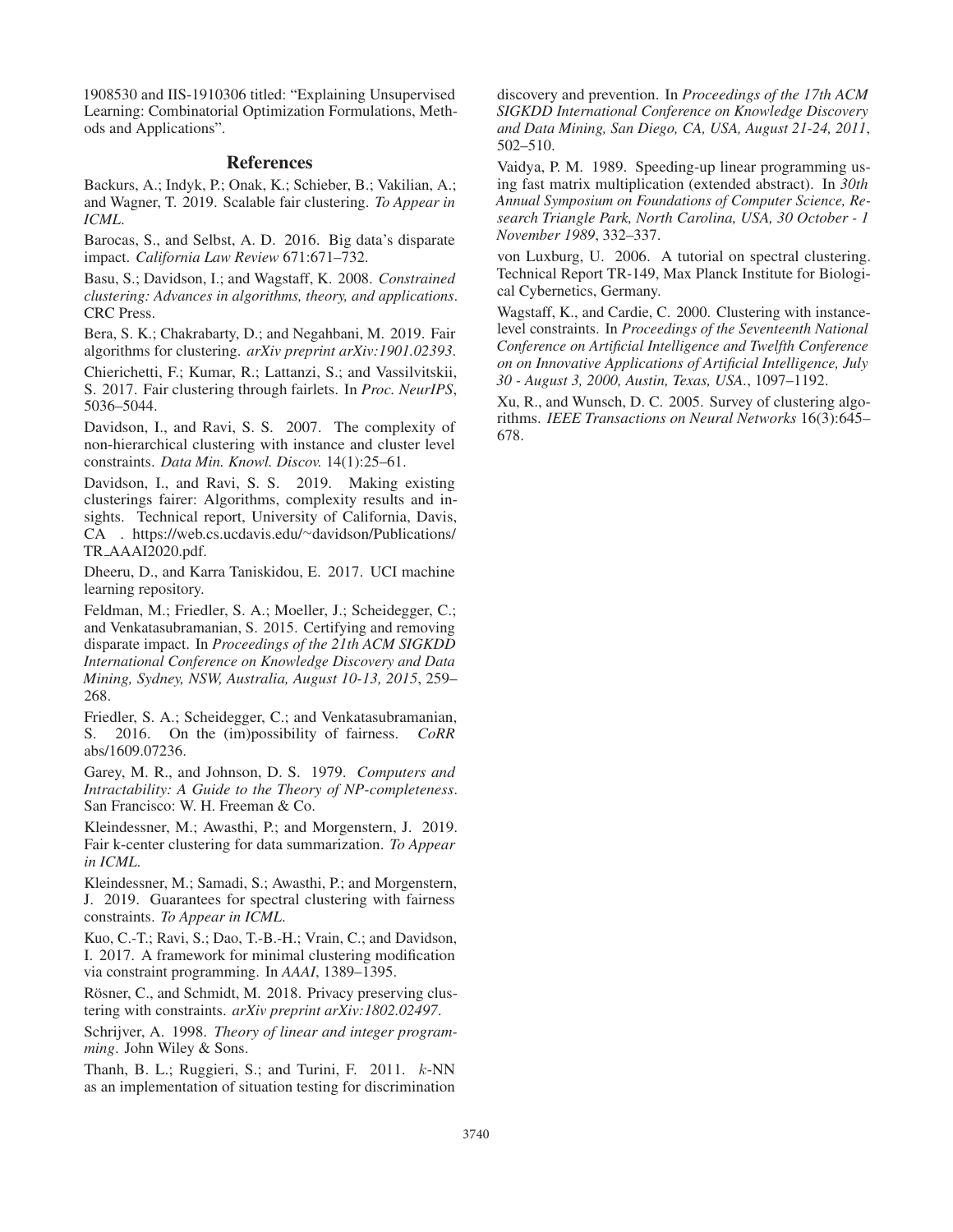1908530 and IIS-1910306 titled: "Explaining Unsupervised Learning: Combinatorial Optimization Formulations, Methods and Applications".

## References

Backurs, A.; Indyk, P.; Onak, K.; Schieber, B.; Vakilian, A.; and Wagner, T. 2019. Scalable fair clustering. *To Appear in ICML*.

Barocas, S., and Selbst, A. D. 2016. Big data's disparate impact. *California Law Review* 671:671–732.

Basu, S.; Davidson, I.; and Wagstaff, K. 2008. *Constrained clustering: Advances in algorithms, theory, and applications*. CRC Press.

Bera, S. K.; Chakrabarty, D.; and Negahbani, M. 2019. Fair algorithms for clustering. *arXiv preprint arXiv:1901.02393*.

Chierichetti, F.; Kumar, R.; Lattanzi, S.; and Vassilvitskii, S. 2017. Fair clustering through fairlets. In *Proc. NeurIPS*, 5036–5044.

Davidson, I., and Ravi, S. S. 2007. The complexity of non-hierarchical clustering with instance and cluster level constraints. *Data Min. Knowl. Discov.* 14(1):25–61.

Davidson, I., and Ravi, S. S. 2019. Making existing clusterings fairer: Algorithms, complexity results and insights. Technical report, University of California, Davis, CA . https://web.cs.ucdavis.edu/~davidson/Publications/TR_AAAI2020.pdf.

Dheeru, D., and Karra Taniskidou, E. 2017. UCI machine learning repository.

Feldman, M.; Friedler, S. A.; Moeller, J.; Scheidegger, C.; and Venkatasubramanian, S. 2015. Certifying and removing disparate impact. In *Proceedings of the 21th ACM SIGKDD International Conference on Knowledge Discovery and Data Mining, Sydney, NSW, Australia, August 10-13, 2015*, 259–268.

Friedler, S. A.; Scheidegger, C.; and Venkatasubramanian, S. 2016. On the (im)possibility of fairness. *CoRR* abs/1609.07236.

Garey, M. R., and Johnson, D. S. 1979. *Computers and Intractability: A Guide to the Theory of NP-completeness*. San Francisco: W. H. Freeman & Co.

Kleindessner, M.; Awasthi, P.; and Morgenstern, J. 2019. Fair k-center clustering for data summarization. *To Appear in ICML*.

Kleindessner, M.; Samadi, S.; Awasthi, P.; and Morgenstern, J. 2019. Guarantees for spectral clustering with fairness constraints. *To Appear in ICML*.

Kuo, C.-T.; Ravi, S.; Dao, T.-B.-H.; Vrain, C.; and Davidson, I. 2017. A framework for minimal clustering modification via constraint programming. In *AAAI*, 1389–1395.

Rösner, C., and Schmidt, M. 2018. Privacy preserving clustering with constraints. *arXiv preprint arXiv:1802.02497*.

Schrijver, A. 1998. *Theory of linear and integer programming*. John Wiley & Sons.

Thanh, B. L.; Ruggieri, S.; and Turini, F. 2011. $k$-NN as an implementation of situation testing for discrimination discovery and prevention. In *Proceedings of the 17th ACM SIGKDD International Conference on Knowledge Discovery and Data Mining, San Diego, CA, USA, August 21-24, 2011*, 502–510.

Vaidya, P. M. 1989. Speeding-up linear programming using fast matrix multiplication (extended abstract). In *30th Annual Symposium on Foundations of Computer Science, Research Triangle Park, North Carolina, USA, 30 October - 1 November 1989*, 332–337.

von Luxburg, U. 2006. A tutorial on spectral clustering. Technical Report TR-149, Max Planck Institute for Biological Cybernetics, Germany.

Wagstaff, K., and Cardie, C. 2000. Clustering with instance-level constraints. In *Proceedings of the Seventeenth National Conference on Artificial Intelligence and Twelfth Conference on on Innovative Applications of Artificial Intelligence, July 30 - August 3, 2000, Austin, Texas, USA.*, 1097–1192.

Xu, R., and Wunsch, D. C. 2005. Survey of clustering algorithms. *IEEE Transactions on Neural Networks* 16(3):645–678.